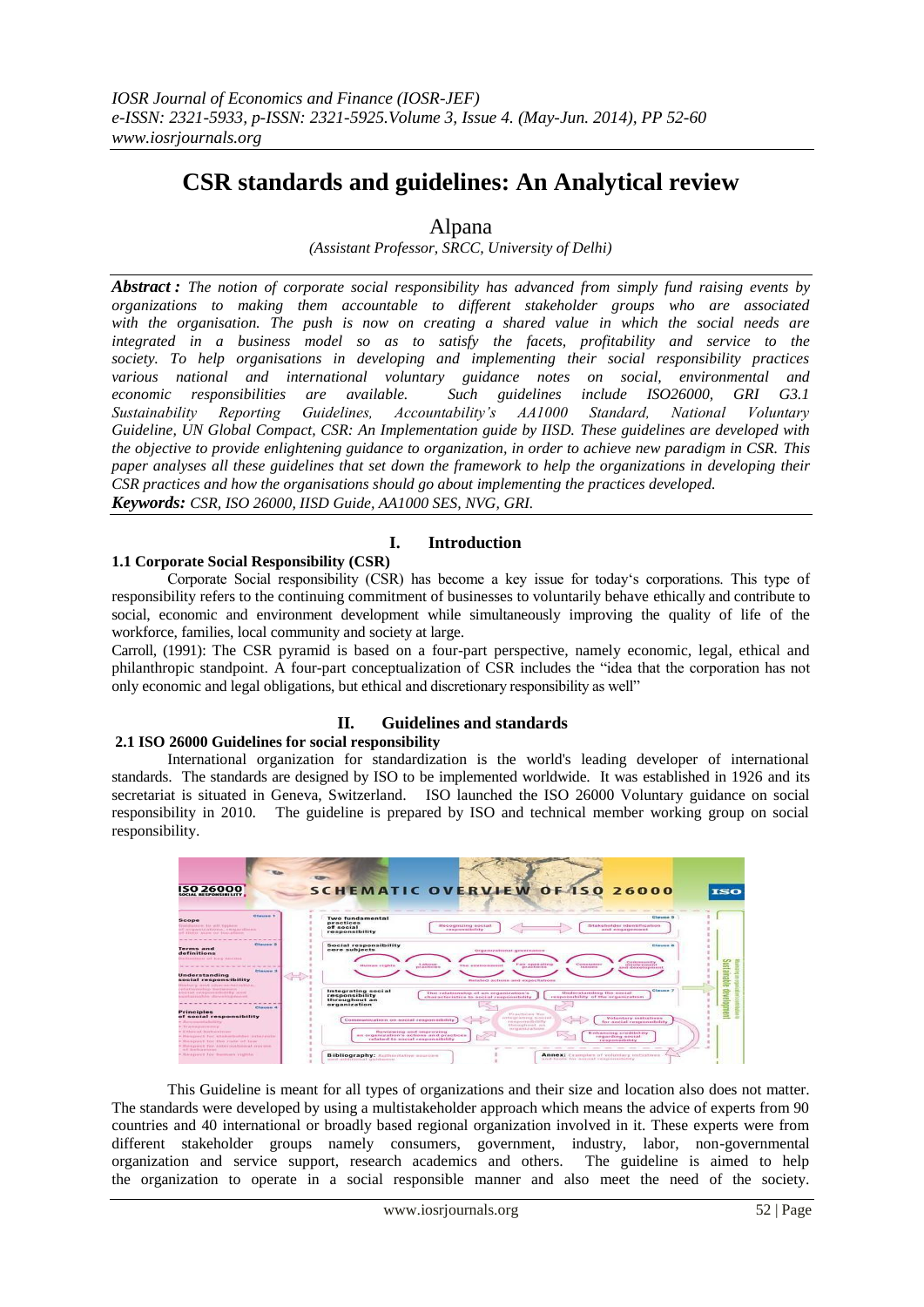# CSR standards and guidelines: An Analytical review

Alpana

*(Assistant Professor, SRCC, University of Delhi)*

***Abstract :*** *The notion of corporate social responsibility has advanced from simply fund raising events by organizations to making them accountable to different stakeholder groups who are associated with the organisation. The push is now on creating a shared value in which the social needs are integrated in a business model so as to satisfy the facets, profitability and service to the society. To help organisations in developing and implementing their social responsibility practices various national and international voluntary guidance notes on social, environmental and economic responsibilities are available. Such guidelines include ISO26000, GRI G3.1 Sustainability Reporting Guidelines, Accountability's AA1000 Standard, National Voluntary Guideline, UN Global Compact, CSR: An Implementation guide by IISD. These guidelines are developed with the objective to provide enlightening guidance to organization, in order to achieve new paradigm in CSR. This paper analyses all these guidelines that set down the framework to help the organizations in developing their CSR practices and how the organisations should go about implementing the practices developed.*

***Keywords:*** *CSR, ISO 26000, IISD Guide, AA1000 SES, NVG, GRI.*

## I. Introduction

### 1.1 Corporate Social Responsibility (CSR)

Corporate Social responsibility (CSR) has become a key issue for today's corporations. This type of responsibility refers to the continuing commitment of businesses to voluntarily behave ethically and contribute to social, economic and environment development while simultaneously improving the quality of life of the workforce, families, local community and society at large.

Carroll, (1991): The CSR pyramid is based on a four-part perspective, namely economic, legal, ethical and philanthropic standpoint. A four-part conceptualization of CSR includes the "idea that the corporation has not only economic and legal obligations, but ethical and discretionary responsibility as well"

## II. Guidelines and standards

### 2.1 ISO 26000 Guidelines for social responsibility

International organization for standardization is the world's leading developer of international standards. The standards are designed by ISO to be implemented worldwide. It was established in 1926 and its secretariat is situated in Geneva, Switzerland. ISO launched the ISO 26000 Voluntary guidance on social responsibility in 2010. The guideline is prepared by ISO and technical member working group on social responsibility.

This Guideline is meant for all types of organizations and their size and location also does not matter. The standards were developed by using a multistakeholder approach which means the advice of experts from 90 countries and 40 international or broadly based regional organization involved in it. These experts were from different stakeholder groups namely consumers, government, industry, labor, non-governmental organization and service support, research academics and others. The guideline is aimed to help the organization to operate in a social responsible manner and also meet the need of the society.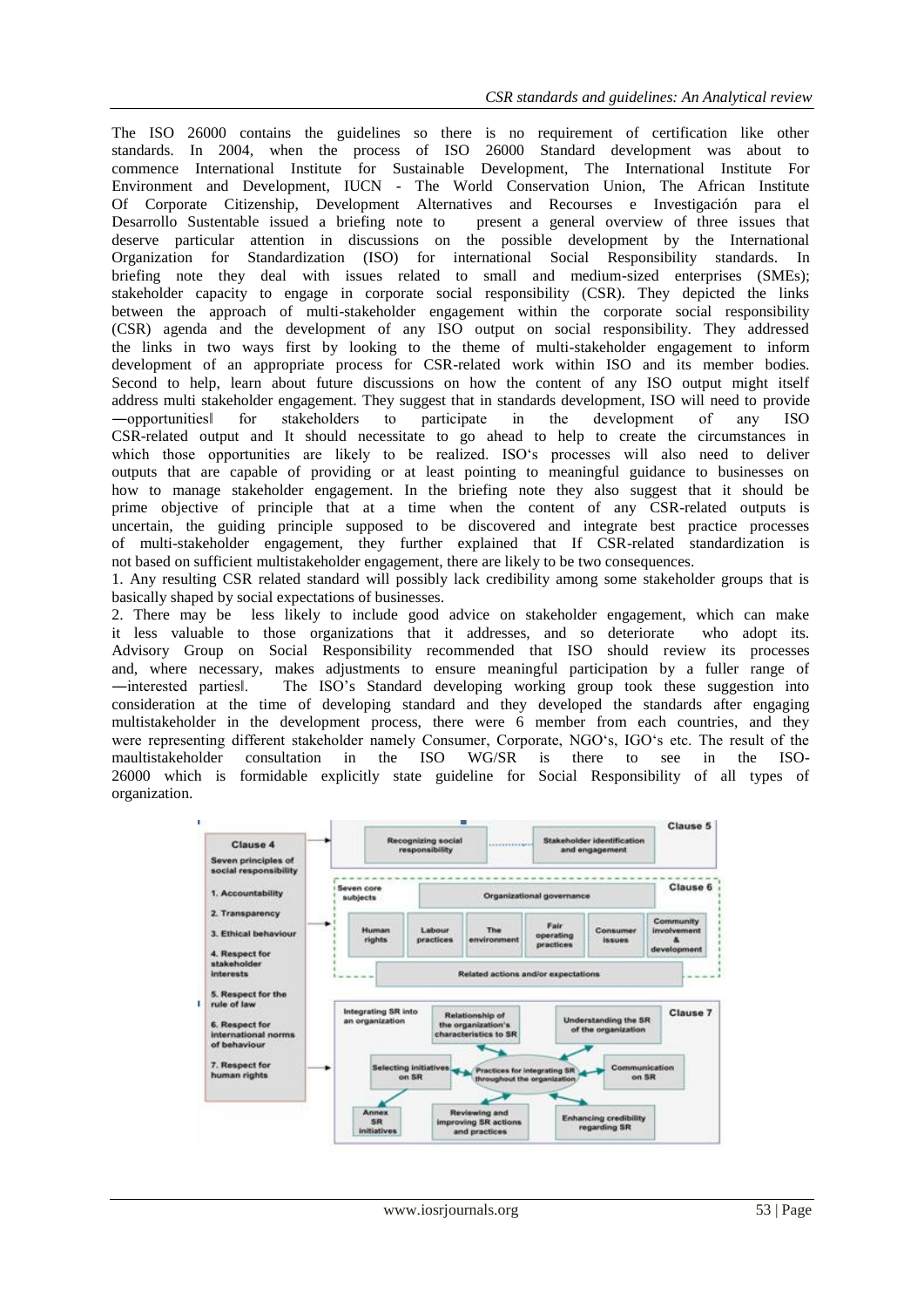The ISO 26000 contains the guidelines so there is no requirement of certification like other standards. In 2004, when the process of ISO 26000 Standard development was about to commence International Institute for Sustainable Development, The International Institute For Environment and Development, IUCN - The World Conservation Union, The African Institute Of Corporate Citizenship, Development Alternatives and Recourses e Investigación para el Desarrollo Sustentable issued a briefing note to present a general overview of three issues that deserve particular attention in discussions on the possible development by the International Organization for Standardization (ISO) for international Social Responsibility standards. In briefing note they deal with issues related to small and medium-sized enterprises (SMEs); stakeholder capacity to engage in corporate social responsibility (CSR). They depicted the links between the approach of multi-stakeholder engagement within the corporate social responsibility (CSR) agenda and the development of any ISO output on social responsibility. They addressed the links in two ways first by looking to the theme of multi-stakeholder engagement to inform development of an appropriate process for CSR-related work within ISO and its member bodies. Second to help, learn about future discussions on how the content of any ISO output might itself address multi stakeholder engagement. They suggest that in standards development, ISO will need to provide ―opportunities‖ for stakeholders to participate in the development of any ISO CSR-related output and It should necessitate to go ahead to help to create the circumstances in which those opportunities are likely to be realized. ISO's processes will also need to deliver outputs that are capable of providing or at least pointing to meaningful guidance to businesses on how to manage stakeholder engagement. In the briefing note they also suggest that it should be prime objective of principle that at a time when the content of any CSR-related outputs is uncertain, the guiding principle supposed to be discovered and integrate best practice processes of multi-stakeholder engagement, they further explained that If CSR-related standardization is not based on sufficient multistakeholder engagement, there are likely to be two consequences.

1. Any resulting CSR related standard will possibly lack credibility among some stakeholder groups that is basically shaped by social expectations of businesses.
2. There may be less likely to include good advice on stakeholder engagement, which can make it less valuable to those organizations that it addresses, and so deteriorate who adopt its.

Advisory Group on Social Responsibility recommended that ISO should review its processes and, where necessary, makes adjustments to ensure meaningful participation by a fuller range of ―interested parties‖. The ISO's Standard developing working group took these suggestion into consideration at the time of developing standard and they developed the standards after engaging multistakeholder in the development process, there were 6 member from each countries, and they were representing different stakeholder namely Consumer, Corporate, NGO's, IGO's etc. The result of the maultistakeholder consultation in the ISO WG/SR is there to see in the ISO-26000 which is formidable explicitly state guideline for Social Responsibility of all types of organization.

Clause 4
Seven principles of social responsibility
1. Accountability
2. Transparency
3. Ethical behaviour
4. Respect for stakeholder interests
5. Respect for the rule of law
6. Respect for international norms of behaviour
7. Respect for human rights

Clause 5
Recognizing social responsibility
Stakeholder identification and engagement

Clause 6
Seven core subjects
Organizational governance
Human rights | Labour practices | The environment | Fair operating practices | Consumer issues | Community involvement & development
Related actions and/or expectations

Clause 7
Integrating SR into an organization
Relationship of the organization's characteristics to SR
Understanding the SR of the organization
Selecting initiatives on SR
Practices for integrating SR throughout the organization
Communication on SR
Annex SR initiatives
Reviewing and improving SR actions and practices
Enhancing credibility regarding SR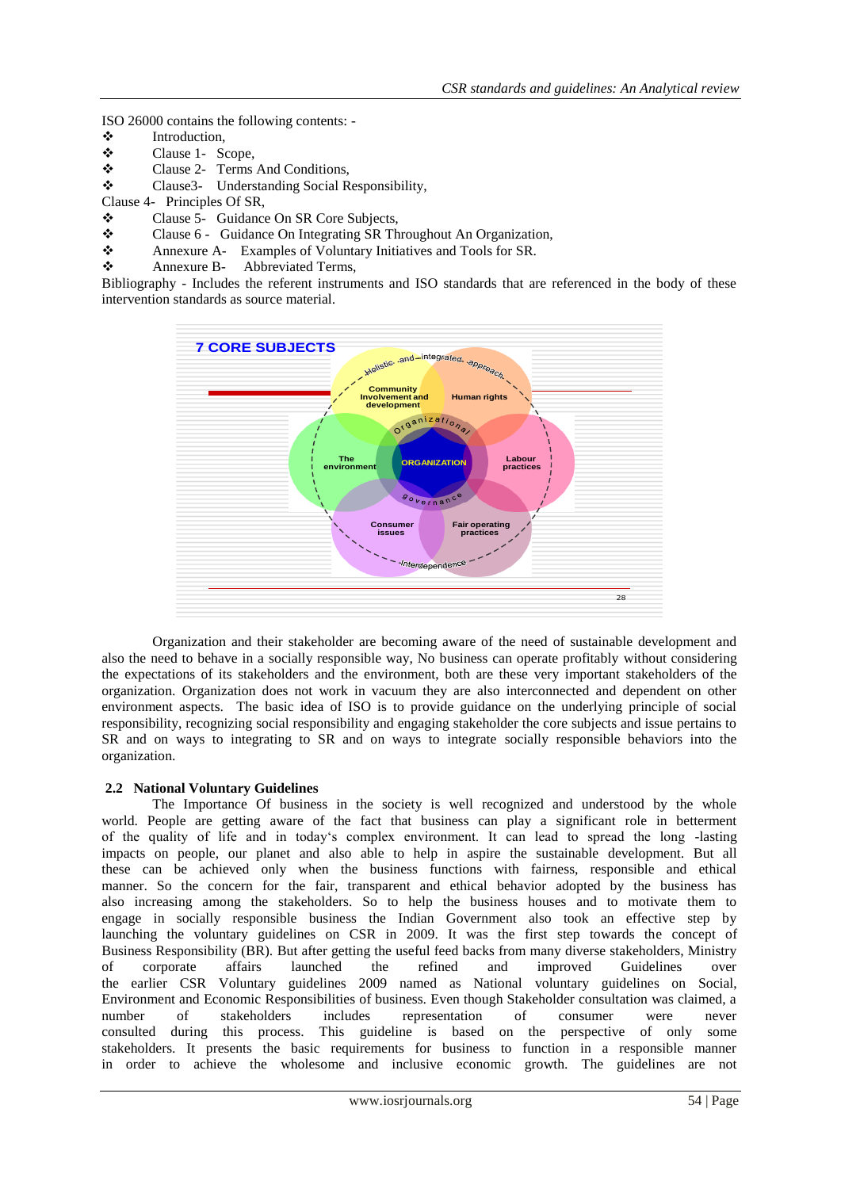ISO 26000 contains the following contents: -

- Introduction,
- Clause 1- Scope,
- Clause 2- Terms And Conditions,
- Clause3- Understanding Social Responsibility,

Clause 4- Principles Of SR,

- Clause 5- Guidance On SR Core Subjects,
- Clause 6 - Guidance On Integrating SR Throughout An Organization,
- Annexure A- Examples of Voluntary Initiatives and Tools for SR.
- Annexure B- Abbreviated Terms,

Bibliography - Includes the referent instruments and ISO standards that are referenced in the body of these intervention standards as source material.

Organization and their stakeholder are becoming aware of the need of sustainable development and also the need to behave in a socially responsible way, No business can operate profitably without considering the expectations of its stakeholders and the environment, both are these very important stakeholders of the organization. Organization does not work in vacuum they are also interconnected and dependent on other environment aspects. The basic idea of ISO is to provide guidance on the underlying principle of social responsibility, recognizing social responsibility and engaging stakeholder the core subjects and issue pertains to SR and on ways to integrating to SR and on ways to integrate socially responsible behaviors into the organization.

### 2.2 National Voluntary Guidelines

The Importance Of business in the society is well recognized and understood by the whole world. People are getting aware of the fact that business can play a significant role in betterment of the quality of life and in today's complex environment. It can lead to spread the long -lasting impacts on people, our planet and also able to help in aspire the sustainable development. But all these can be achieved only when the business functions with fairness, responsible and ethical manner. So the concern for the fair, transparent and ethical behavior adopted by the business has also increasing among the stakeholders. So to help the business houses and to motivate them to engage in socially responsible business the Indian Government also took an effective step by launching the voluntary guidelines on CSR in 2009. It was the first step towards the concept of Business Responsibility (BR). But after getting the useful feed backs from many diverse stakeholders, Ministry of corporate affairs launched the refined and improved Guidelines over the earlier CSR Voluntary guidelines 2009 named as National voluntary guidelines on Social, Environment and Economic Responsibilities of business. Even though Stakeholder consultation was claimed, a number of stakeholders includes representation of consumer were never consulted during this process. This guideline is based on the perspective of only some stakeholders. It presents the basic requirements for business to function in a responsible manner in order to achieve the wholesome and inclusive economic growth. The guidelines are not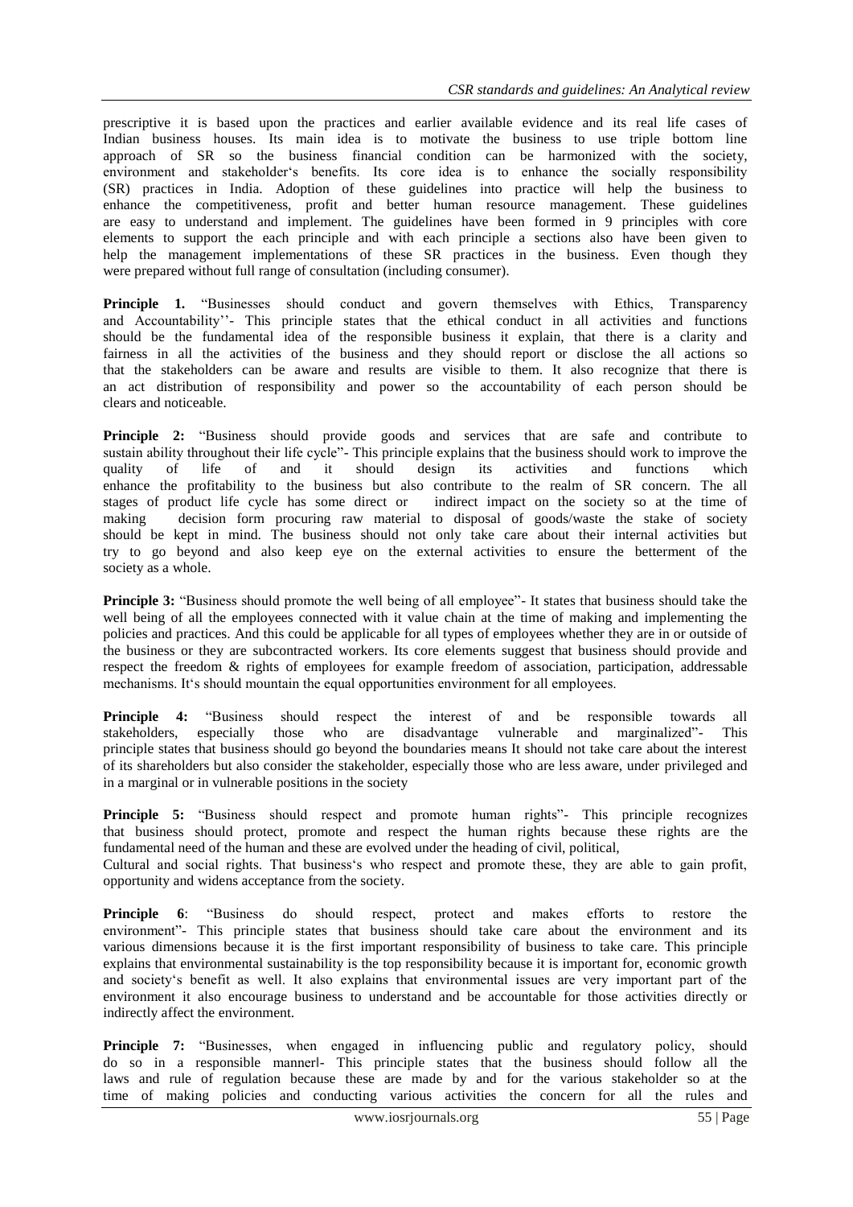prescriptive it is based upon the practices and earlier available evidence and its real life cases of Indian business houses. Its main idea is to motivate the business to use triple bottom line approach of SR so the business financial condition can be harmonized with the society, environment and stakeholder's benefits. Its core idea is to enhance the socially responsibility (SR) practices in India. Adoption of these guidelines into practice will help the business to enhance the competitiveness, profit and better human resource management. These guidelines are easy to understand and implement. The guidelines have been formed in 9 principles with core elements to support the each principle and with each principle a sections also have been given to help the management implementations of these SR practices in the business. Even though they were prepared without full range of consultation (including consumer).

**Principle 1.** "Businesses should conduct and govern themselves with Ethics, Transparency and Accountability''- This principle states that the ethical conduct in all activities and functions should be the fundamental idea of the responsible business it explain, that there is a clarity and fairness in all the activities of the business and they should report or disclose the all actions so that the stakeholders can be aware and results are visible to them. It also recognize that there is an act distribution of responsibility and power so the accountability of each person should be clears and noticeable.

**Principle 2:** "Business should provide goods and services that are safe and contribute to sustain ability throughout their life cycle"- This principle explains that the business should work to improve the quality of life of and it should design its activities and functions which enhance the profitability to the business but also contribute to the realm of SR concern. The all stages of product life cycle has some direct or indirect impact on the society so at the time of making decision form procuring raw material to disposal of goods/waste the stake of society should be kept in mind. The business should not only take care about their internal activities but try to go beyond and also keep eye on the external activities to ensure the betterment of the society as a whole.

**Principle 3:** "Business should promote the well being of all employee"- It states that business should take the well being of all the employees connected with it value chain at the time of making and implementing the policies and practices. And this could be applicable for all types of employees whether they are in or outside of the business or they are subcontracted workers. Its core elements suggest that business should provide and respect the freedom & rights of employees for example freedom of association, participation, addressable mechanisms. It's should mountain the equal opportunities environment for all employees.

**Principle 4:** "Business should respect the interest of and be responsible towards all stakeholders, especially those who are disadvantage vulnerable and marginalized"- This principle states that business should go beyond the boundaries means It should not take care about the interest of its shareholders but also consider the stakeholder, especially those who are less aware, under privileged and in a marginal or in vulnerable positions in the society

**Principle 5:** "Business should respect and promote human rights"- This principle recognizes that business should protect, promote and respect the human rights because these rights are the fundamental need of the human and these are evolved under the heading of civil, political,
Cultural and social rights. That business's who respect and promote these, they are able to gain profit, opportunity and widens acceptance from the society.

**Principle 6**: "Business do should respect, protect and makes efforts to restore the environment"- This principle states that business should take care about the environment and its various dimensions because it is the first important responsibility of business to take care. This principle explains that environmental sustainability is the top responsibility because it is important for, economic growth and society's benefit as well. It also explains that environmental issues are very important part of the environment it also encourage business to understand and be accountable for those activities directly or indirectly affect the environment.

**Principle 7:** "Businesses, when engaged in influencing public and regulatory policy, should do so in a responsible mannerl- This principle states that the business should follow all the laws and rule of regulation because these are made by and for the various stakeholder so at the time of making policies and conducting various activities the concern for all the rules and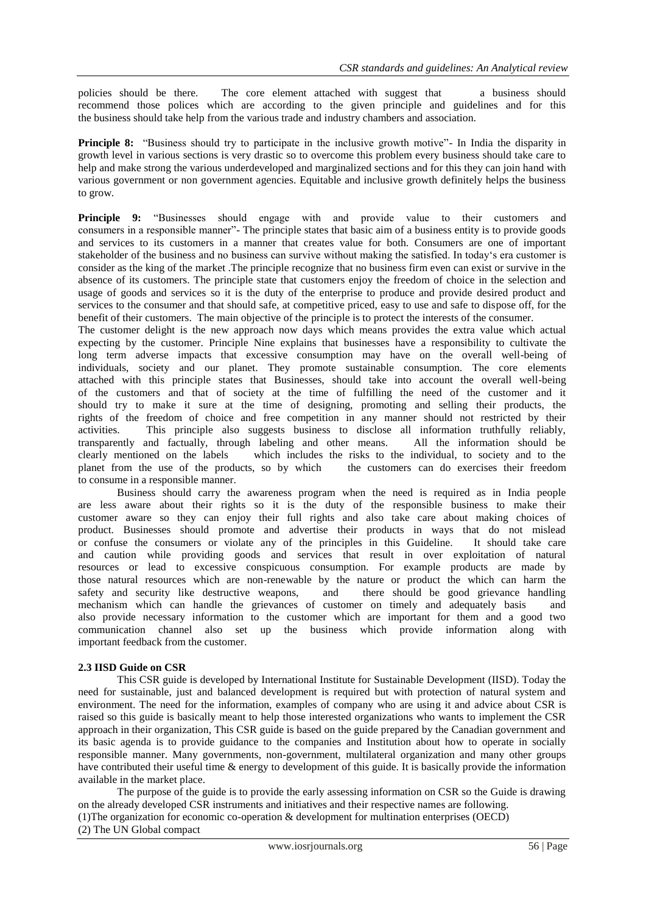policies should be there. The core element attached with suggest that a business should recommend those polices which are according to the given principle and guidelines and for this the business should take help from the various trade and industry chambers and association.

**Principle 8:** "Business should try to participate in the inclusive growth motive"- In India the disparity in growth level in various sections is very drastic so to overcome this problem every business should take care to help and make strong the various underdeveloped and marginalized sections and for this they can join hand with various government or non government agencies. Equitable and inclusive growth definitely helps the business to grow.

**Principle 9:** "Businesses should engage with and provide value to their customers and consumers in a responsible manner"- The principle states that basic aim of a business entity is to provide goods and services to its customers in a manner that creates value for both. Consumers are one of important stakeholder of the business and no business can survive without making the satisfied. In today's era customer is consider as the king of the market .The principle recognize that no business firm even can exist or survive in the absence of its customers. The principle state that customers enjoy the freedom of choice in the selection and usage of goods and services so it is the duty of the enterprise to produce and provide desired product and services to the consumer and that should safe, at competitive priced, easy to use and safe to dispose off, for the benefit of their customers. The main objective of the principle is to protect the interests of the consumer.

The customer delight is the new approach now days which means provides the extra value which actual expecting by the customer. Principle Nine explains that businesses have a responsibility to cultivate the long term adverse impacts that excessive consumption may have on the overall well-being of individuals, society and our planet. They promote sustainable consumption. The core elements attached with this principle states that Businesses, should take into account the overall well-being of the customers and that of society at the time of fulfilling the need of the customer and it should try to make it sure at the time of designing, promoting and selling their products, the rights of the freedom of choice and free competition in any manner should not restricted by their activities. This principle also suggests business to disclose all information truthfully reliably, transparently and factually, through labeling and other means. All the information should be clearly mentioned on the labels which includes the risks to the individual, to society and to the planet from the use of the products, so by which the customers can do exercises their freedom to consume in a responsible manner.

Business should carry the awareness program when the need is required as in India people are less aware about their rights so it is the duty of the responsible business to make their customer aware so they can enjoy their full rights and also take care about making choices of product. Businesses should promote and advertise their products in ways that do not mislead or confuse the consumers or violate any of the principles in this Guideline. It should take care and caution while providing goods and services that result in over exploitation of natural resources or lead to excessive conspicuous consumption. For example products are made by those natural resources which are non-renewable by the nature or product the which can harm the safety and security like destructive weapons, and there should be good grievance handling mechanism which can handle the grievances of customer on timely and adequately basis and also provide necessary information to the customer which are important for them and a good two communication channel also set up the business which provide information along with important feedback from the customer.

### 2.3 IISD Guide on CSR

This CSR guide is developed by International Institute for Sustainable Development (IISD). Today the need for sustainable, just and balanced development is required but with protection of natural system and environment. The need for the information, examples of company who are using it and advice about CSR is raised so this guide is basically meant to help those interested organizations who wants to implement the CSR approach in their organization, This CSR guide is based on the guide prepared by the Canadian government and its basic agenda is to provide guidance to the companies and Institution about how to operate in socially responsible manner. Many governments, non-government, multilateral organization and many other groups have contributed their useful time & energy to development of this guide. It is basically provide the information available in the market place.

The purpose of the guide is to provide the early assessing information on CSR so the Guide is drawing on the already developed CSR instruments and initiatives and their respective names are following.

(1)The organization for economic co-operation & development for multination enterprises (OECD)

(2) The UN Global compact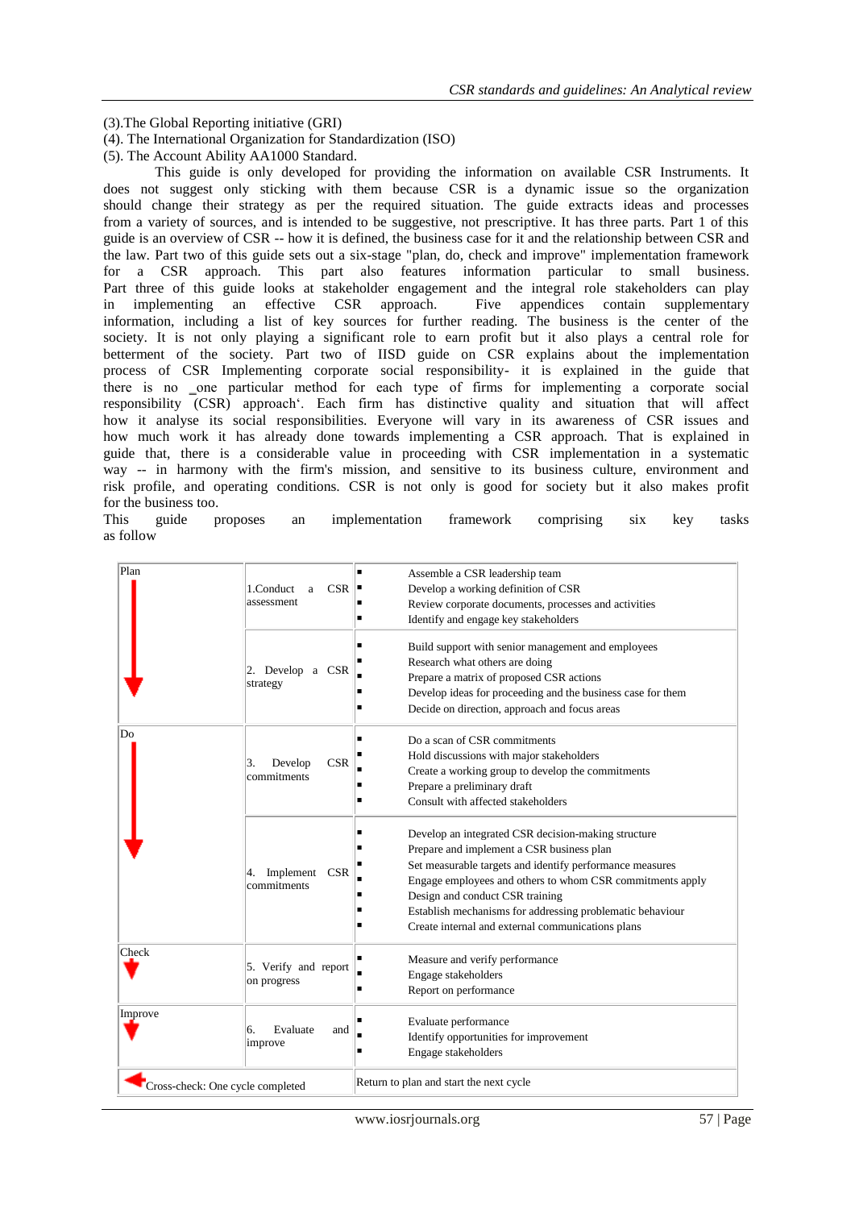(3).The Global Reporting initiative (GRI)
(4). The International Organization for Standardization (ISO)
(5). The Account Ability AA1000 Standard.

This guide is only developed for providing the information on available CSR Instruments. It does not suggest only sticking with them because CSR is a dynamic issue so the organization should change their strategy as per the required situation. The guide extracts ideas and processes from a variety of sources, and is intended to be suggestive, not prescriptive. It has three parts. Part 1 of this guide is an overview of CSR -- how it is defined, the business case for it and the relationship between CSR and the law. Part two of this guide sets out a six-stage "plan, do, check and improve" implementation framework for a CSR approach. This part also features information particular to small business. Part three of this guide looks at stakeholder engagement and the integral role stakeholders can play in implementing an effective CSR approach. Five appendices contain supplementary information, including a list of key sources for further reading. The business is the center of the society. It is not only playing a significant role to earn profit but it also plays a central role for betterment of the society. Part two of IISD guide on CSR explains about the implementation process of CSR Implementing corporate social responsibility- it is explained in the guide that there is no _one particular method for each type of firms for implementing a corporate social responsibility (CSR) approach'. Each firm has distinctive quality and situation that will affect how it analyse its social responsibilities. Everyone will vary in its awareness of CSR issues and how much work it has already done towards implementing a CSR approach. That is explained in guide that, there is a considerable value in proceeding with CSR implementation in a systematic way -- in harmony with the firm's mission, and sensitive to its business culture, environment and risk profile, and operating conditions. CSR is not only is good for society but it also makes profit for the business too.

This guide proposes an implementation framework comprising six key tasks as follow

| Stage | Task | Activities |
|---|---|---|
| Plan | 1.Conduct a CSR assessment | ▪ Assemble a CSR leadership team<br>▪ Develop a working definition of CSR<br>▪ Review corporate documents, processes and activities<br>▪ Identify and engage key stakeholders |
| | 2. Develop a CSR strategy | ▪ Build support with senior management and employees<br>▪ Research what others are doing<br>▪ Prepare a matrix of proposed CSR actions<br>▪ Develop ideas for proceeding and the business case for them<br>▪ Decide on direction, approach and focus areas |
| Do | 3. Develop CSR commitments | ▪ Do a scan of CSR commitments<br>▪ Hold discussions with major stakeholders<br>▪ Create a working group to develop the commitments<br>▪ Prepare a preliminary draft<br>▪ Consult with affected stakeholders |
| | 4. Implement CSR commitments | ▪ Develop an integrated CSR decision-making structure<br>▪ Prepare and implement a CSR business plan<br>▪ Set measurable targets and identify performance measures<br>▪ Engage employees and others to whom CSR commitments apply<br>▪ Design and conduct CSR training<br>▪ Establish mechanisms for addressing problematic behaviour<br>▪ Create internal and external communications plans |
| Check | 5. Verify and report on progress | ▪ Measure and verify performance<br>▪ Engage stakeholders<br>▪ Report on performance |
| Improve | 6. Evaluate and improve | ▪ Evaluate performance<br>▪ Identify opportunities for improvement<br>▪ Engage stakeholders |
| Cross-check: One cycle completed | | Return to plan and start the next cycle |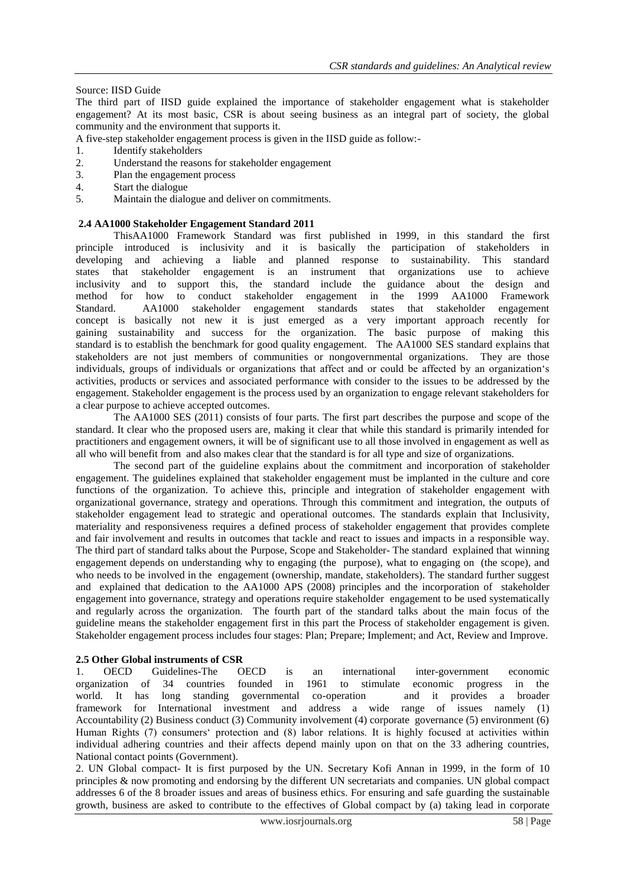Source: IISD Guide

The third part of IISD guide explained the importance of stakeholder engagement what is stakeholder engagement? At its most basic, CSR is about seeing business as an integral part of society, the global community and the environment that supports it.

A five-step stakeholder engagement process is given in the IISD guide as follow:-

1. Identify stakeholders
2. Understand the reasons for stakeholder engagement
3. Plan the engagement process
4. Start the dialogue
5. Maintain the dialogue and deliver on commitments.

### 2.4 AA1000 Stakeholder Engagement Standard 2011

ThisAA1000 Framework Standard was first published in 1999, in this standard the first principle introduced is inclusivity and it is basically the participation of stakeholders in developing and achieving a liable and planned response to sustainability. This standard states that stakeholder engagement is an instrument that organizations use to achieve inclusivity and to support this, the standard include the guidance about the design and method for how to conduct stakeholder engagement in the 1999 AA1000 Framework Standard. AA1000 stakeholder engagement standards states that stakeholder engagement concept is basically not new it is just emerged as a very important approach recently for gaining sustainability and success for the organization. The basic purpose of making this standard is to establish the benchmark for good quality engagement. The AA1000 SES standard explains that stakeholders are not just members of communities or nongovernmental organizations. They are those individuals, groups of individuals or organizations that affect and or could be affected by an organization's activities, products or services and associated performance with consider to the issues to be addressed by the engagement. Stakeholder engagement is the process used by an organization to engage relevant stakeholders for a clear purpose to achieve accepted outcomes.

The AA1000 SES (2011) consists of four parts. The first part describes the purpose and scope of the standard. It clear who the proposed users are, making it clear that while this standard is primarily intended for practitioners and engagement owners, it will be of significant use to all those involved in engagement as well as all who will benefit from and also makes clear that the standard is for all type and size of organizations.

The second part of the guideline explains about the commitment and incorporation of stakeholder engagement. The guidelines explained that stakeholder engagement must be implanted in the culture and core functions of the organization. To achieve this, principle and integration of stakeholder engagement with organizational governance, strategy and operations. Through this commitment and integration, the outputs of stakeholder engagement lead to strategic and operational outcomes. The standards explain that Inclusivity, materiality and responsiveness requires a defined process of stakeholder engagement that provides complete and fair involvement and results in outcomes that tackle and react to issues and impacts in a responsible way. The third part of standard talks about the Purpose, Scope and Stakeholder- The standard explained that winning engagement depends on understanding why to engaging (the purpose), what to engaging on (the scope), and who needs to be involved in the engagement (ownership, mandate, stakeholders). The standard further suggest and explained that dedication to the AA1000 APS (2008) principles and the incorporation of stakeholder engagement into governance, strategy and operations require stakeholder engagement to be used systematically and regularly across the organization. The fourth part of the standard talks about the main focus of the guideline means the stakeholder engagement first in this part the Process of stakeholder engagement is given. Stakeholder engagement process includes four stages: Plan; Prepare; Implement; and Act, Review and Improve.

### 2.5 Other Global instruments of CSR

1. OECD Guidelines-The OECD is an international inter-government economic organization of 34 countries founded in 1961 to stimulate economic progress in the world. It has long standing governmental co-operation and it provides a broader framework for International investment and address a wide range of issues namely (1) Accountability (2) Business conduct (3) Community involvement (4) corporate governance (5) environment (6) Human Rights (7) consumers' protection and (8) labor relations. It is highly focused at activities within individual adhering countries and their affects depend mainly upon on that on the 33 adhering countries, National contact points (Government).

2. UN Global compact- It is first purposed by the UN. Secretary Kofi Annan in 1999, in the form of 10 principles & now promoting and endorsing by the different UN secretariats and companies. UN global compact addresses 6 of the 8 broader issues and areas of business ethics. For ensuring and safe guarding the sustainable growth, business are asked to contribute to the effectives of Global compact by (a) taking lead in corporate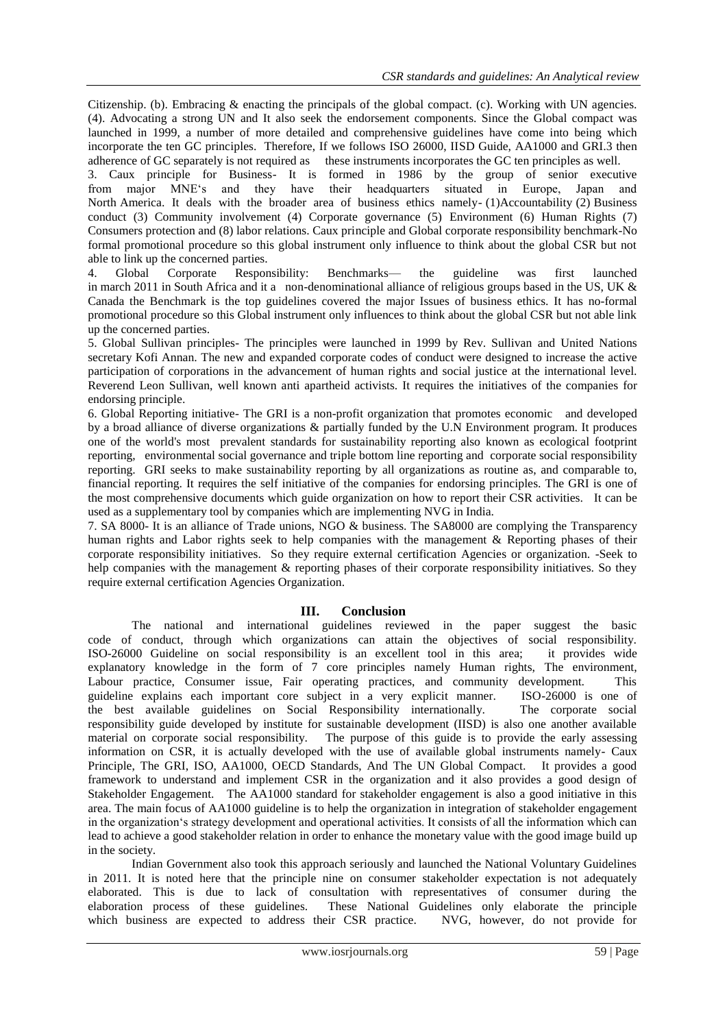Citizenship. (b). Embracing & enacting the principals of the global compact. (c). Working with UN agencies. (4). Advocating a strong UN and It also seek the endorsement components. Since the Global compact was launched in 1999, a number of more detailed and comprehensive guidelines have come into being which incorporate the ten GC principles. Therefore, If we follows ISO 26000, IISD Guide, AA1000 and GRI.3 then adherence of GC separately is not required as these instruments incorporates the GC ten principles as well.

3. Caux principle for Business- It is formed in 1986 by the group of senior executive from major MNE's and they have their headquarters situated in Europe, Japan and North America. It deals with the broader area of business ethics namely- (1)Accountability (2) Business conduct (3) Community involvement (4) Corporate governance (5) Environment (6) Human Rights (7) Consumers protection and (8) labor relations. Caux principle and Global corporate responsibility benchmark-No formal promotional procedure so this global instrument only influence to think about the global CSR but not able to link up the concerned parties.

4. Global Corporate Responsibility: Benchmarks— the guideline was first launched in march 2011 in South Africa and it a non-denominational alliance of religious groups based in the US, UK & Canada the Benchmark is the top guidelines covered the major Issues of business ethics. It has no-formal promotional procedure so this Global instrument only influences to think about the global CSR but not able link up the concerned parties.

5. Global Sullivan principles- The principles were launched in 1999 by Rev. Sullivan and United Nations secretary Kofi Annan. The new and expanded corporate codes of conduct were designed to increase the active participation of corporations in the advancement of human rights and social justice at the international level. Reverend Leon Sullivan, well known anti apartheid activists. It requires the initiatives of the companies for endorsing principle.

6. Global Reporting initiative- The GRI is a non-profit organization that promotes economic and developed by a broad alliance of diverse organizations & partially funded by the U.N Environment program. It produces one of the world's most prevalent standards for sustainability reporting also known as ecological footprint reporting, environmental social governance and triple bottom line reporting and corporate social responsibility reporting. GRI seeks to make sustainability reporting by all organizations as routine as, and comparable to, financial reporting. It requires the self initiative of the companies for endorsing principles. The GRI is one of the most comprehensive documents which guide organization on how to report their CSR activities. It can be used as a supplementary tool by companies which are implementing NVG in India.

7. SA 8000- It is an alliance of Trade unions, NGO & business. The SA8000 are complying the Transparency human rights and Labor rights seek to help companies with the management & Reporting phases of their corporate responsibility initiatives. So they require external certification Agencies or organization. -Seek to help companies with the management & reporting phases of their corporate responsibility initiatives. So they require external certification Agencies Organization.

## III. Conclusion

The national and international guidelines reviewed in the paper suggest the basic code of conduct, through which organizations can attain the objectives of social responsibility. ISO-26000 Guideline on social responsibility is an excellent tool in this area; it provides wide explanatory knowledge in the form of 7 core principles namely Human rights, The environment, Labour practice, Consumer issue, Fair operating practices, and community development. This guideline explains each important core subject in a very explicit manner. ISO-26000 is one of the best available guidelines on Social Responsibility internationally. The corporate social responsibility guide developed by institute for sustainable development (IISD) is also one another available material on corporate social responsibility. The purpose of this guide is to provide the early assessing information on CSR, it is actually developed with the use of available global instruments namely- Caux Principle, The GRI, ISO, AA1000, OECD Standards, And The UN Global Compact. It provides a good framework to understand and implement CSR in the organization and it also provides a good design of Stakeholder Engagement. The AA1000 standard for stakeholder engagement is also a good initiative in this area. The main focus of AA1000 guideline is to help the organization in integration of stakeholder engagement in the organization's strategy development and operational activities. It consists of all the information which can lead to achieve a good stakeholder relation in order to enhance the monetary value with the good image build up in the society.

Indian Government also took this approach seriously and launched the National Voluntary Guidelines in 2011. It is noted here that the principle nine on consumer stakeholder expectation is not adequately elaborated. This is due to lack of consultation with representatives of consumer during the elaboration process of these guidelines. These National Guidelines only elaborate the principle which business are expected to address their CSR practice. NVG, however, do not provide for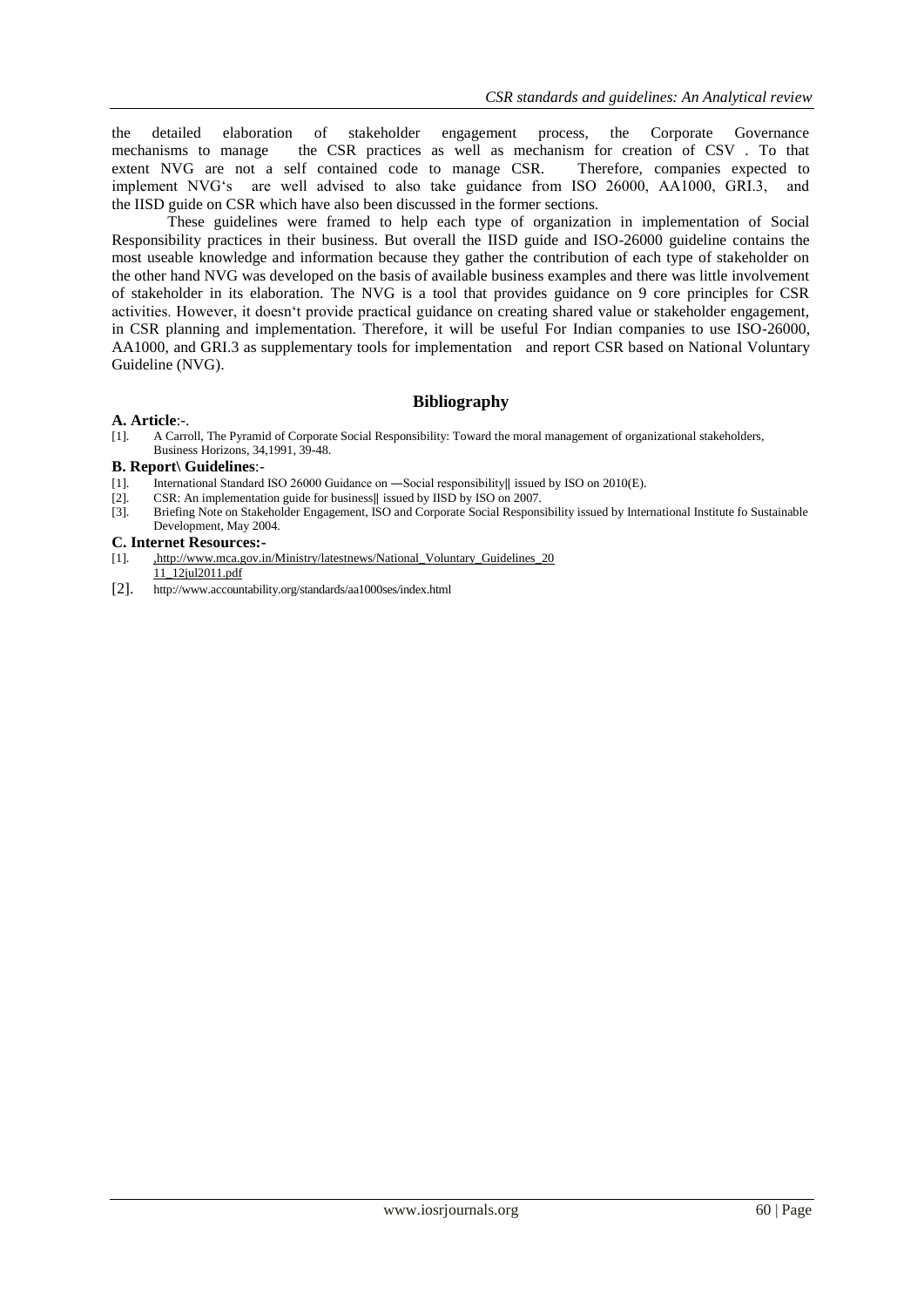the detailed elaboration of stakeholder engagement process, the Corporate Governance mechanisms to manage the CSR practices as well as mechanism for creation of CSV . To that extent NVG are not a self contained code to manage CSR. Therefore, companies expected to implement NVG's are well advised to also take guidance from ISO 26000, AA1000, GRI.3, and the IISD guide on CSR which have also been discussed in the former sections.

These guidelines were framed to help each type of organization in implementation of Social Responsibility practices in their business. But overall the IISD guide and ISO-26000 guideline contains the most useable knowledge and information because they gather the contribution of each type of stakeholder on the other hand NVG was developed on the basis of available business examples and there was little involvement of stakeholder in its elaboration. The NVG is a tool that provides guidance on 9 core principles for CSR activities. However, it doesn't provide practical guidance on creating shared value or stakeholder engagement, in CSR planning and implementation. Therefore, it will be useful For Indian companies to use ISO-26000, AA1000, and GRI.3 as supplementary tools for implementation and report CSR based on National Voluntary Guideline (NVG).

## Bibliography

**A. Article**:-.

[1]. A Carroll, The Pyramid of Corporate Social Responsibility: Toward the moral management of organizational stakeholders, Business Horizons, 34,1991, 39-48.

**B. Report\ Guidelines**:-

[1]. International Standard ISO 26000 Guidance on ―Social responsibility‖ issued by ISO on 2010(E).
[2]. CSR: An implementation guide for business‖ issued by IISD by ISO on 2007.
[3]. Briefing Note on Stakeholder Engagement, ISO and Corporate Social Responsibility issued by International Institute fo Sustainable Development, May 2004.

**C. Internet Resources:-**

[1]. ,http://www.mca.gov.in/Ministry/latestnews/National_Voluntary_Guidelines_2011_12jul2011.pdf
[2]. http://www.accountability.org/standards/aa1000ses/index.html